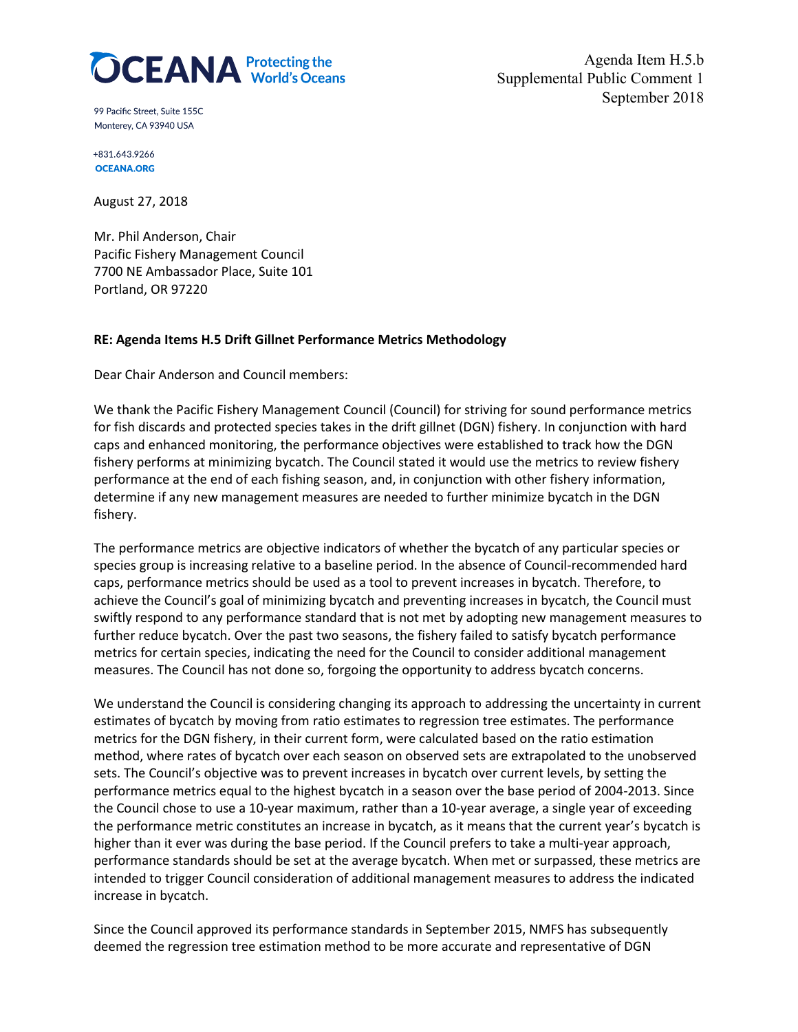**OCEANA** Protecting the World's Oceans

99 Pacific Street, Suite 155C
Monterey, CA 93940 USA

+831.643.9266
OCEANA.ORG

Agenda Item H.5.b
Supplemental Public Comment 1
September 2018

August 27, 2018

Mr. Phil Anderson, Chair
Pacific Fishery Management Council
7700 NE Ambassador Place, Suite 101
Portland, OR 97220

**RE: Agenda Items H.5 Drift Gillnet Performance Metrics Methodology**

Dear Chair Anderson and Council members:

We thank the Pacific Fishery Management Council (Council) for striving for sound performance metrics for fish discards and protected species takes in the drift gillnet (DGN) fishery. In conjunction with hard caps and enhanced monitoring, the performance objectives were established to track how the DGN fishery performs at minimizing bycatch. The Council stated it would use the metrics to review fishery performance at the end of each fishing season, and, in conjunction with other fishery information, determine if any new management measures are needed to further minimize bycatch in the DGN fishery.

The performance metrics are objective indicators of whether the bycatch of any particular species or species group is increasing relative to a baseline period. In the absence of Council-recommended hard caps, performance metrics should be used as a tool to prevent increases in bycatch. Therefore, to achieve the Council's goal of minimizing bycatch and preventing increases in bycatch, the Council must swiftly respond to any performance standard that is not met by adopting new management measures to further reduce bycatch. Over the past two seasons, the fishery failed to satisfy bycatch performance metrics for certain species, indicating the need for the Council to consider additional management measures. The Council has not done so, forgoing the opportunity to address bycatch concerns.

We understand the Council is considering changing its approach to addressing the uncertainty in current estimates of bycatch by moving from ratio estimates to regression tree estimates. The performance metrics for the DGN fishery, in their current form, were calculated based on the ratio estimation method, where rates of bycatch over each season on observed sets are extrapolated to the unobserved sets. The Council's objective was to prevent increases in bycatch over current levels, by setting the performance metrics equal to the highest bycatch in a season over the base period of 2004-2013. Since the Council chose to use a 10-year maximum, rather than a 10-year average, a single year of exceeding the performance metric constitutes an increase in bycatch, as it means that the current year's bycatch is higher than it ever was during the base period. If the Council prefers to take a multi-year approach, performance standards should be set at the average bycatch. When met or surpassed, these metrics are intended to trigger Council consideration of additional management measures to address the indicated increase in bycatch.

Since the Council approved its performance standards in September 2015, NMFS has subsequently deemed the regression tree estimation method to be more accurate and representative of DGN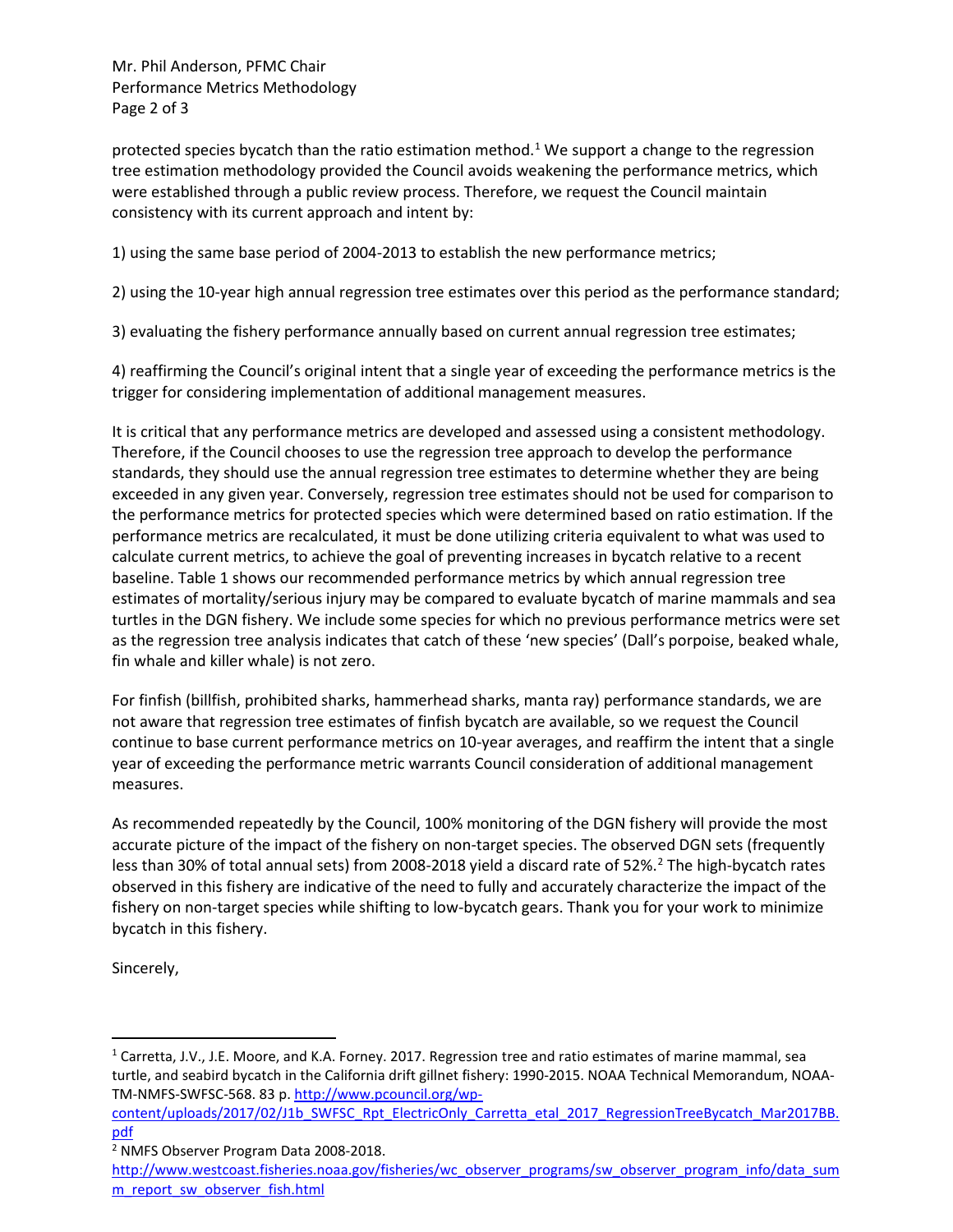protected species bycatch than the ratio estimation method.[1] We support a change to the regression tree estimation methodology provided the Council avoids weakening the performance metrics, which were established through a public review process. Therefore, we request the Council maintain consistency with its current approach and intent by:

1) using the same base period of 2004-2013 to establish the new performance metrics;

2) using the 10-year high annual regression tree estimates over this period as the performance standard;

3) evaluating the fishery performance annually based on current annual regression tree estimates;

4) reaffirming the Council's original intent that a single year of exceeding the performance metrics is the trigger for considering implementation of additional management measures.

It is critical that any performance metrics are developed and assessed using a consistent methodology. Therefore, if the Council chooses to use the regression tree approach to develop the performance standards, they should use the annual regression tree estimates to determine whether they are being exceeded in any given year. Conversely, regression tree estimates should not be used for comparison to the performance metrics for protected species which were determined based on ratio estimation. If the performance metrics are recalculated, it must be done utilizing criteria equivalent to what was used to calculate current metrics, to achieve the goal of preventing increases in bycatch relative to a recent baseline. Table 1 shows our recommended performance metrics by which annual regression tree estimates of mortality/serious injury may be compared to evaluate bycatch of marine mammals and sea turtles in the DGN fishery. We include some species for which no previous performance metrics were set as the regression tree analysis indicates that catch of these 'new species' (Dall's porpoise, beaked whale, fin whale and killer whale) is not zero.

For finfish (billfish, prohibited sharks, hammerhead sharks, manta ray) performance standards, we are not aware that regression tree estimates of finfish bycatch are available, so we request the Council continue to base current performance metrics on 10-year averages, and reaffirm the intent that a single year of exceeding the performance metric warrants Council consideration of additional management measures.

As recommended repeatedly by the Council, 100% monitoring of the DGN fishery will provide the most accurate picture of the impact of the fishery on non-target species. The observed DGN sets (frequently less than 30% of total annual sets) from 2008-2018 yield a discard rate of 52%.[2] The high-bycatch rates observed in this fishery are indicative of the need to fully and accurately characterize the impact of the fishery on non-target species while shifting to low-bycatch gears. Thank you for your work to minimize bycatch in this fishery.

Sincerely,

---

[1] Carretta, J.V., J.E. Moore, and K.A. Forney. 2017. Regression tree and ratio estimates of marine mammal, sea turtle, and seabird bycatch in the California drift gillnet fishery: 1990-2015. NOAA Technical Memorandum, NOAA-TM-NMFS-SWFSC-568. 83 p. http://www.pcouncil.org/wp-content/uploads/2017/02/J1b_SWFSC_Rpt_ElectricOnly_Carretta_etal_2017_RegressionTreeBycatch_Mar2017BB.pdf

[2] NMFS Observer Program Data 2008-2018. http://www.westcoast.fisheries.noaa.gov/fisheries/wc_observer_programs/sw_observer_program_info/data_summ_report_sw_observer_fish.html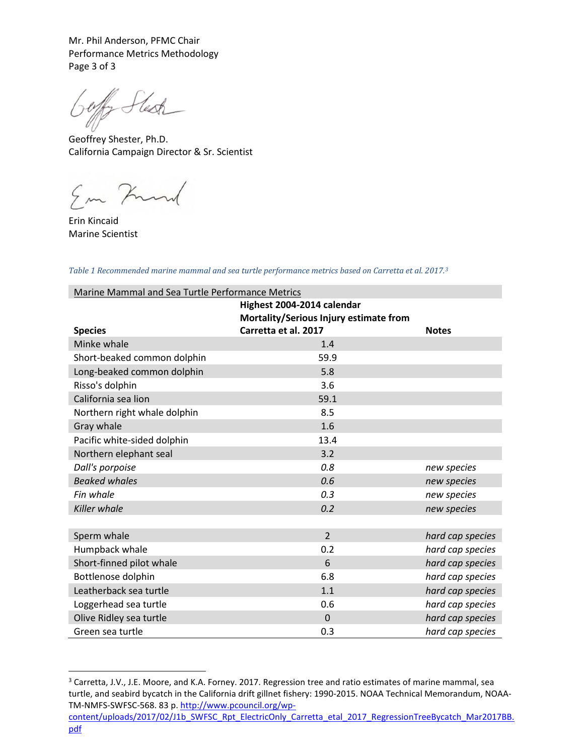Geoffrey Shester, Ph.D.
California Campaign Director & Sr. Scientist

Erin Kincaid
Marine Scientist

*Table 1 Recommended marine mammal and sea turtle performance metrics based on Carretta et al. 2017.*[3]

| Marine Mammal and Sea Turtle Performance Metrics | | |
|---|---|---|
| **Species** | **Highest 2004-2014 calendar Mortality/Serious Injury estimate from Carretta et al. 2017** | **Notes** |
| Minke whale | 1.4 | |
| Short-beaked common dolphin | 59.9 | |
| Long-beaked common dolphin | 5.8 | |
| Risso's dolphin | 3.6 | |
| California sea lion | 59.1 | |
| Northern right whale dolphin | 8.5 | |
| Gray whale | 1.6 | |
| Pacific white-sided dolphin | 13.4 | |
| Northern elephant seal | 3.2 | |
| *Dall's porpoise* | *0.8* | *new species* |
| *Beaked whales* | *0.6* | *new species* |
| *Fin whale* | *0.3* | *new species* |
| *Killer whale* | *0.2* | *new species* |
| | | |
| Sperm whale | 2 | *hard cap species* |
| Humpback whale | 0.2 | *hard cap species* |
| Short-finned pilot whale | 6 | *hard cap species* |
| Bottlenose dolphin | 6.8 | *hard cap species* |
| Leatherback sea turtle | 1.1 | *hard cap species* |
| Loggerhead sea turtle | 0.6 | *hard cap species* |
| Olive Ridley sea turtle | 0 | *hard cap species* |
| Green sea turtle | 0.3 | *hard cap species* |

[3] Carretta, J.V., J.E. Moore, and K.A. Forney. 2017. Regression tree and ratio estimates of marine mammal, sea turtle, and seabird bycatch in the California drift gillnet fishery: 1990-2015. NOAA Technical Memorandum, NOAA-TM-NMFS-SWFSC-568. 83 p. http://www.pcouncil.org/wp-content/uploads/2017/02/J1b_SWFSC_Rpt_ElectricOnly_Carretta_etal_2017_RegressionTreeBycatch_Mar2017BB.pdf